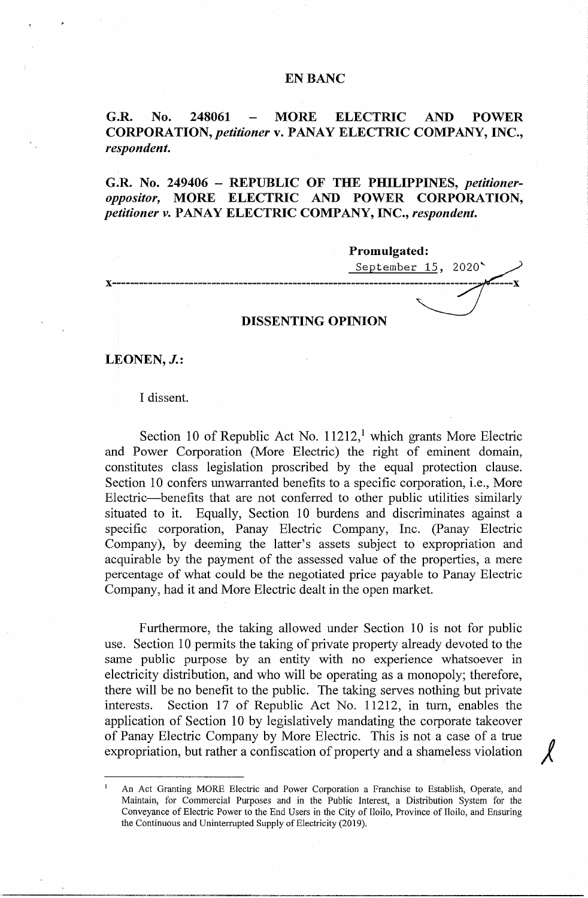**EN BANC**

**G.R. No. 248061 – MORE ELECTRIC AND POWER CORPORATION,** ***petitioner*** **v. PANAY ELECTRIC COMPANY, INC.,** ***respondent.***

**G.R. No. 249406 – REPUBLIC OF THE PHILIPPINES,** ***petitioner-oppositor,*** **MORE ELECTRIC AND POWER CORPORATION,** ***petitioner v.*** **PANAY ELECTRIC COMPANY, INC.,** ***respondent.***

**Promulgated:**

September 15, 2020

x-----------------------------------------------------------------------------------------x

**DISSENTING OPINION**

**LEONEN, *J.*:**

I dissent.

Section 10 of Republic Act No. 11212,[1] which grants More Electric and Power Corporation (More Electric) the right of eminent domain, constitutes class legislation proscribed by the equal protection clause. Section 10 confers unwarranted benefits to a specific corporation, i.e., More Electric—benefits that are not conferred to other public utilities similarly situated to it. Equally, Section 10 burdens and discriminates against a specific corporation, Panay Electric Company, Inc. (Panay Electric Company), by deeming the latter's assets subject to expropriation and acquirable by the payment of the assessed value of the properties, a mere percentage of what could be the negotiated price payable to Panay Electric Company, had it and More Electric dealt in the open market.

Furthermore, the taking allowed under Section 10 is not for public use. Section 10 permits the taking of private property already devoted to the same public purpose by an entity with no experience whatsoever in electricity distribution, and who will be operating as a monopoly; therefore, there will be no benefit to the public. The taking serves nothing but private interests. Section 17 of Republic Act No. 11212, in turn, enables the application of Section 10 by legislatively mandating the corporate takeover of Panay Electric Company by More Electric. This is not a case of a true expropriation, but rather a confiscation of property and a shameless violation

---

[1] An Act Granting MORE Electric and Power Corporation a Franchise to Establish, Operate, and Maintain, for Commercial Purposes and in the Public Interest, a Distribution System for the Conveyance of Electric Power to the End Users in the City of Iloilo, Province of Iloilo, and Ensuring the Continuous and Uninterrupted Supply of Electricity (2019).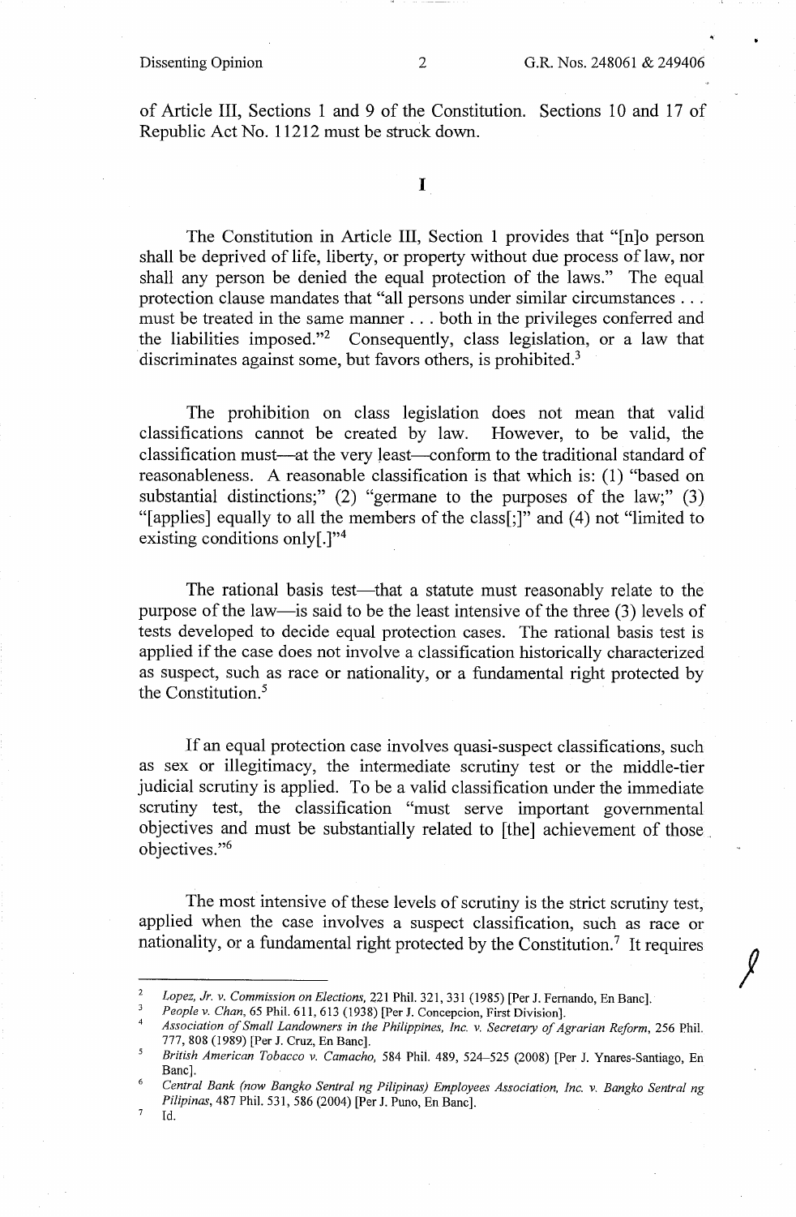of Article III, Sections 1 and 9 of the Constitution. Sections 10 and 17 of Republic Act No. 11212 must be struck down.

# I

The Constitution in Article III, Section 1 provides that "[n]o person shall be deprived of life, liberty, or property without due process of law, nor shall any person be denied the equal protection of the laws." The equal protection clause mandates that "all persons under similar circumstances . . . must be treated in the same manner . . . both in the privileges conferred and the liabilities imposed."[2] Consequently, class legislation, or a law that discriminates against some, but favors others, is prohibited.[3]

The prohibition on class legislation does not mean that valid classifications cannot be created by law. However, to be valid, the classification must—at the very least—conform to the traditional standard of reasonableness. A reasonable classification is that which is: (1) "based on substantial distinctions;" (2) "germane to the purposes of the law;" (3) "[applies] equally to all the members of the class[;]" and (4) not "limited to existing conditions only[.]"[4]

The rational basis test—that a statute must reasonably relate to the purpose of the law—is said to be the least intensive of the three (3) levels of tests developed to decide equal protection cases. The rational basis test is applied if the case does not involve a classification historically characterized as suspect, such as race or nationality, or a fundamental right protected by the Constitution.[5]

If an equal protection case involves quasi-suspect classifications, such as sex or illegitimacy, the intermediate scrutiny test or the middle-tier judicial scrutiny is applied. To be a valid classification under the immediate scrutiny test, the classification "must serve important governmental objectives and must be substantially related to [the] achievement of those objectives."[6]

The most intensive of these levels of scrutiny is the strict scrutiny test, applied when the case involves a suspect classification, such as race or nationality, or a fundamental right protected by the Constitution.[7] It requires

---

[2] *Lopez, Jr. v. Commission on Elections*, 221 Phil. 321, 331 (1985) [Per J. Fernando, En Banc].

[3] *People v. Chan*, 65 Phil. 611, 613 (1938) [Per J. Concepcion, First Division].

[4] *Association of Small Landowners in the Philippines, Inc. v. Secretary of Agrarian Reform*, 256 Phil. 777, 808 (1989) [Per J. Cruz, En Banc].

[5] *British American Tobacco v. Camacho*, 584 Phil. 489, 524–525 (2008) [Per J. Ynares-Santiago, En Banc].

[6] *Central Bank (now Bangko Sentral ng Pilipinas) Employees Association, Inc. v. Bangko Sentral ng Pilipinas*, 487 Phil. 531, 586 (2004) [Per J. Puno, En Banc].

[7] Id.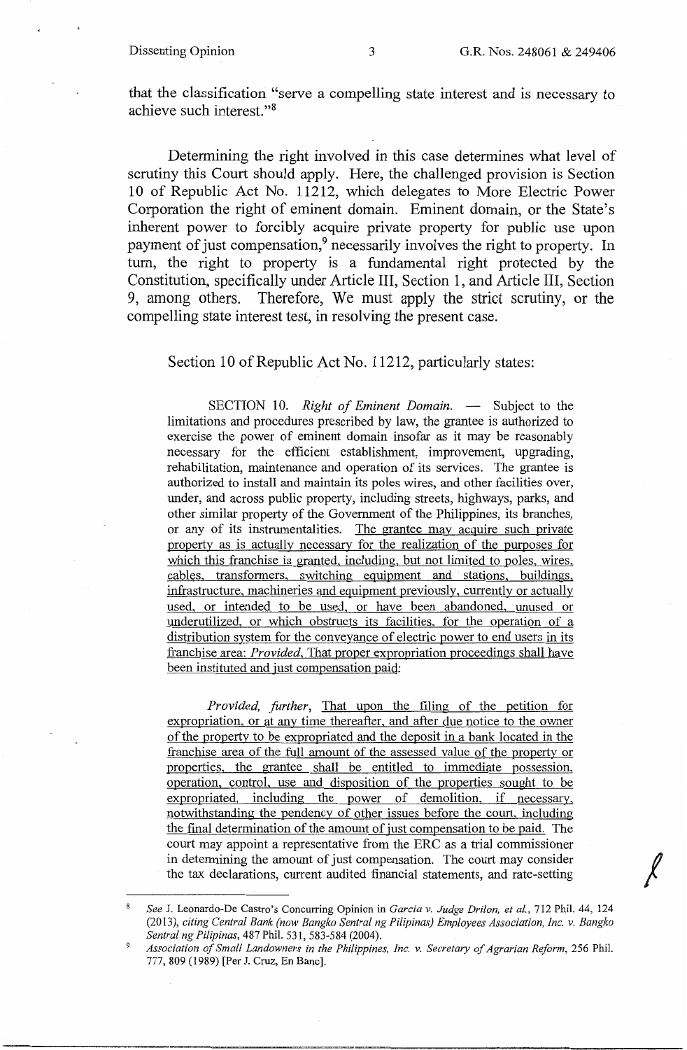that the classification "serve a compelling state interest and is necessary to achieve such interest."[8]

Determining the right involved in this case determines what level of scrutiny this Court should apply. Here, the challenged provision is Section 10 of Republic Act No. 11212, which delegates to More Electric Power Corporation the right of eminent domain. Eminent domain, or the State's inherent power to forcibly acquire private property for public use upon payment of just compensation,[9] necessarily involves the right to property. In turn, the right to property is a fundamental right protected by the Constitution, specifically under Article III, Section 1, and Article III, Section 9, among others. Therefore, We must apply the strict scrutiny, or the compelling state interest test, in resolving the present case.

Section 10 of Republic Act No. 11212, particularly states:

> SECTION 10. *Right of Eminent Domain.* — Subject to the limitations and procedures prescribed by law, the grantee is authorized to exercise the power of eminent domain insofar as it may be reasonably necessary for the efficient establishment, improvement, upgrading, rehabilitation, maintenance and operation of its services. The grantee is authorized to install and maintain its poles wires, and other facilities over, under, and across public property, including streets, highways, parks, and other similar property of the Government of the Philippines, its branches, or any of its instrumentalities. <u>The grantee may acquire such private property as is actually necessary for the realization of the purposes for which this franchise is granted, including, but not limited to poles, wires, cables, transformers, switching equipment and stations, buildings, infrastructure, machineries and equipment previously, currently or actually used, or intended to be used, or have been abandoned, unused or underutilized, or which obstructs its facilities, for the operation of a distribution system for the conveyance of electric power to end users in its franchise area: *Provided*, That proper expropriation proceedings shall have been instituted and just compensation paid</u>:
>
> *Provided, further*, <u>That upon the filing of the petition for expropriation, or at any time thereafter, and after due notice to the owner of the property to be expropriated and the deposit in a bank located in the franchise area of the full amount of the assessed value of the property or properties, the grantee shall be entitled to immediate possession, operation, control, use and disposition of the properties sought to be expropriated, including the power of demolition, if necessary, notwithstanding the pendency of other issues before the court, including the final determination of the amount of just compensation to be paid.</u> The court may appoint a representative from the ERC as a trial commissioner in determining the amount of just compensation. The court may consider the tax declarations, current audited financial statements, and rate-setting

---

[8] *See* J. Leonardo-De Castro's Concurring Opinion in *Garcia v. Judge Drilon, et al.*, 712 Phil. 44, 124 (2013), *citing Central Bank (now Bangko Sentral ng Pilipinas) Employees Association, Inc. v. Bangko Sentral ng Pilipinas*, 487 Phil. 531, 583-584 (2004).

[9] *Association of Small Landowners in the Philippines, Inc. v. Secretary of Agrarian Reform*, 256 Phil. 777, 809 (1989) [Per J. Cruz, En Banc].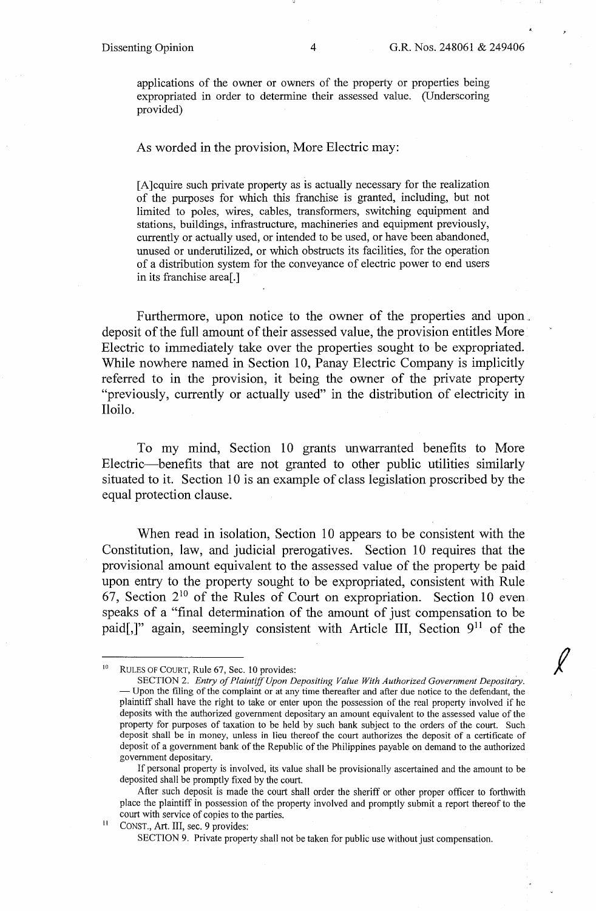applications of the owner or owners of the property or properties being expropriated in order to determine their assessed value. (Underscoring provided)

As worded in the provision, More Electric may:

> [A]cquire such private property as is actually necessary for the realization of the purposes for which this franchise is granted, including, but not limited to poles, wires, cables, transformers, switching equipment and stations, buildings, infrastructure, machineries and equipment previously, currently or actually used, or intended to be used, or have been abandoned, unused or underutilized, or which obstructs its facilities, for the operation of a distribution system for the conveyance of electric power to end users in its franchise area[.]

Furthermore, upon notice to the owner of the properties and upon deposit of the full amount of their assessed value, the provision entitles More Electric to immediately take over the properties sought to be expropriated. While nowhere named in Section 10, Panay Electric Company is implicitly referred to in the provision, it being the owner of the private property "previously, currently or actually used" in the distribution of electricity in Iloilo.

To my mind, Section 10 grants unwarranted benefits to More Electric—benefits that are not granted to other public utilities similarly situated to it. Section 10 is an example of class legislation proscribed by the equal protection clause.

When read in isolation, Section 10 appears to be consistent with the Constitution, law, and judicial prerogatives. Section 10 requires that the provisional amount equivalent to the assessed value of the property be paid upon entry to the property sought to be expropriated, consistent with Rule 67, Section 2[10] of the Rules of Court on expropriation. Section 10 even speaks of a "final determination of the amount of just compensation to be paid[,]" again, seemingly consistent with Article III, Section 9[11] of the

---

[10] RULES OF COURT, Rule 67, Sec. 10 provides:

SECTION 2. *Entry of Plaintiff Upon Depositing Value With Authorized Government Depositary.* — Upon the filing of the complaint or at any time thereafter and after due notice to the defendant, the plaintiff shall have the right to take or enter upon the possession of the real property involved if he deposits with the authorized government depositary an amount equivalent to the assessed value of the property for purposes of taxation to be held by such bank subject to the orders of the court. Such deposit shall be in money, unless in lieu thereof the court authorizes the deposit of a certificate of deposit of a government bank of the Republic of the Philippines payable on demand to the authorized government depositary.

If personal property is involved, its value shall be provisionally ascertained and the amount to be deposited shall be promptly fixed by the court.

After such deposit is made the court shall order the sheriff or other proper officer to forthwith place the plaintiff in possession of the property involved and promptly submit a report thereof to the court with service of copies to the parties.

[11] CONST., Art. III, sec. 9 provides:

SECTION 9. Private property shall not be taken for public use without just compensation.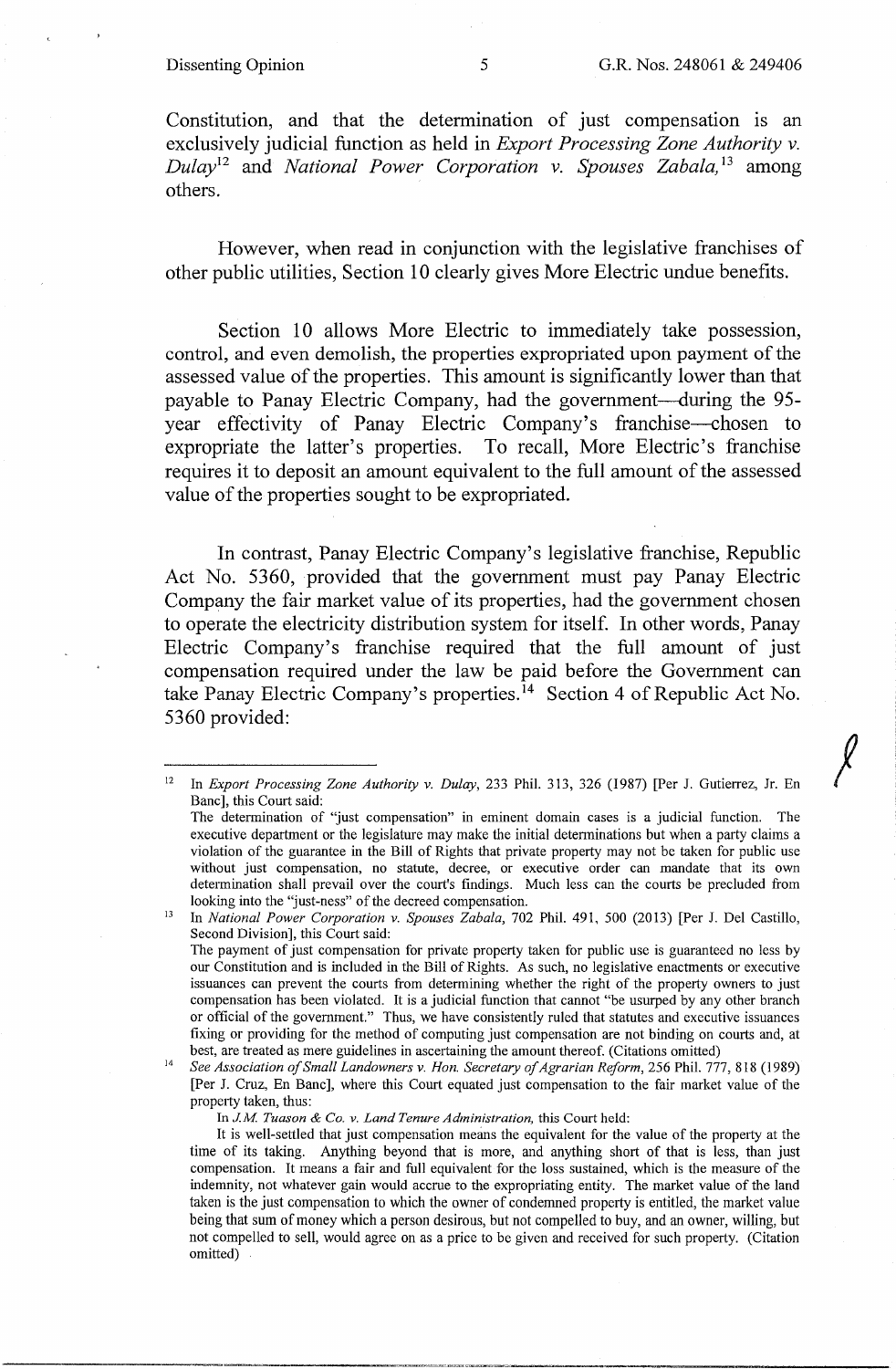Constitution, and that the determination of just compensation is an exclusively judicial function as held in *Export Processing Zone Authority v. Dulay*[12] and *National Power Corporation v. Spouses Zabala,*[13] among others.

However, when read in conjunction with the legislative franchises of other public utilities, Section 10 clearly gives More Electric undue benefits.

Section 10 allows More Electric to immediately take possession, control, and even demolish, the properties expropriated upon payment of the assessed value of the properties. This amount is significantly lower than that payable to Panay Electric Company, had the government—during the 95-year effectivity of Panay Electric Company's franchise—chosen to expropriate the latter's properties. To recall, More Electric's franchise requires it to deposit an amount equivalent to the full amount of the assessed value of the properties sought to be expropriated.

In contrast, Panay Electric Company's legislative franchise, Republic Act No. 5360, provided that the government must pay Panay Electric Company the fair market value of its properties, had the government chosen to operate the electricity distribution system for itself. In other words, Panay Electric Company's franchise required that the full amount of just compensation required under the law be paid before the Government can take Panay Electric Company's properties.[14] Section 4 of Republic Act No. 5360 provided:

---

[12] In *Export Processing Zone Authority v. Dulay*, 233 Phil. 313, 326 (1987) [Per J. Gutierrez, Jr. En Banc], this Court said:
The determination of "just compensation" in eminent domain cases is a judicial function. The executive department or the legislature may make the initial determinations but when a party claims a violation of the guarantee in the Bill of Rights that private property may not be taken for public use without just compensation, no statute, decree, or executive order can mandate that its own determination shall prevail over the court's findings. Much less can the courts be precluded from looking into the "just-ness" of the decreed compensation.

[13] In *National Power Corporation v. Spouses Zabala*, 702 Phil. 491, 500 (2013) [Per J. Del Castillo, Second Division], this Court said:
The payment of just compensation for private property taken for public use is guaranteed no less by our Constitution and is included in the Bill of Rights. As such, no legislative enactments or executive issuances can prevent the courts from determining whether the right of the property owners to just compensation has been violated. It is a judicial function that cannot "be usurped by any other branch or official of the government." Thus, we have consistently ruled that statutes and executive issuances fixing or providing for the method of computing just compensation are not binding on courts and, at best, are treated as mere guidelines in ascertaining the amount thereof. (Citations omitted)

[14] *See Association of Small Landowners v. Hon. Secretary of Agrarian Reform*, 256 Phil. 777, 818 (1989) [Per J. Cruz, En Banc], where this Court equated just compensation to the fair market value of the property taken, thus:
In *J.M. Tuason & Co. v. Land Tenure Administration*, this Court held:
It is well-settled that just compensation means the equivalent for the value of the property at the time of its taking. Anything beyond that is more, and anything short of that is less, than just compensation. It means a fair and full equivalent for the loss sustained, which is the measure of the indemnity, not whatever gain would accrue to the expropriating entity. The market value of the land taken is the just compensation to which the owner of condemned property is entitled, the market value being that sum of money which a person desirous, but not compelled to buy, and an owner, willing, but not compelled to sell, would agree on as a price to be given and received for such property. (Citation omitted)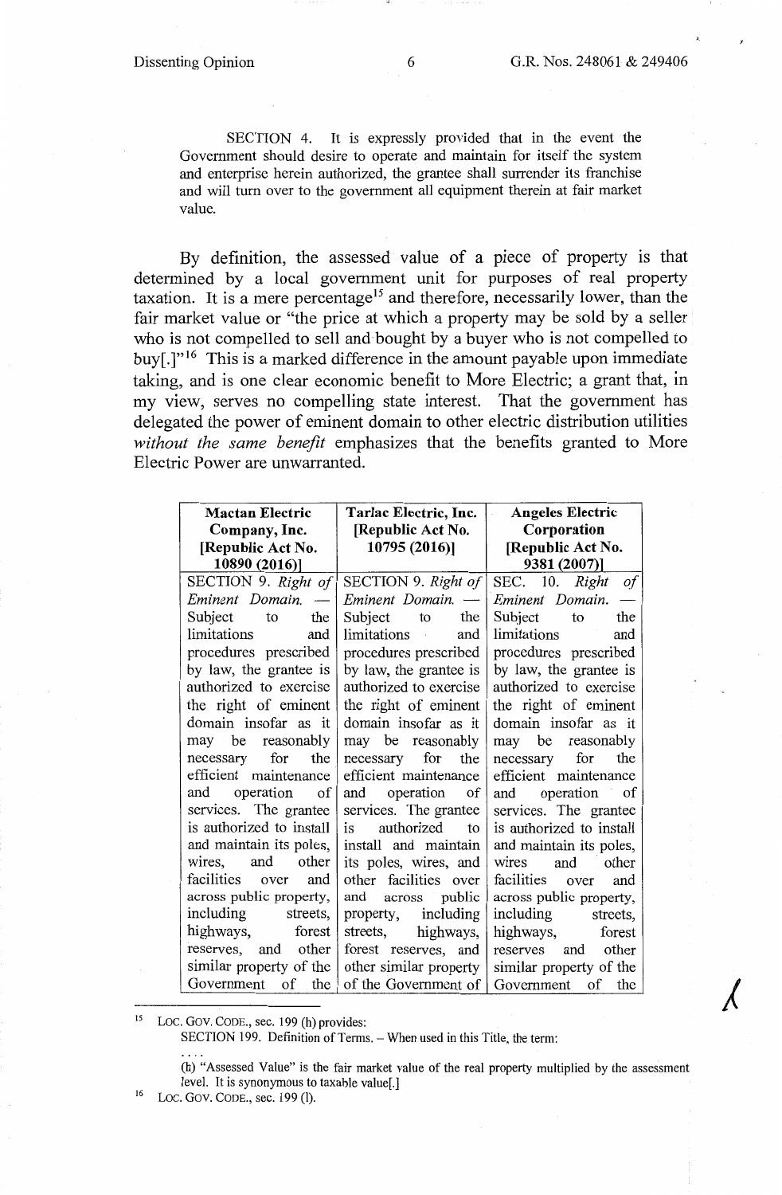SECTION 4. It is expressly provided that in the event the Government should desire to operate and maintain for itself the system and enterprise herein authorized, the grantee shall surrender its franchise and will turn over to the government all equipment therein at fair market value.

By definition, the assessed value of a piece of property is that determined by a local government unit for purposes of real property taxation. It is a mere percentage[15] and therefore, necessarily lower, than the fair market value or "the price at which a property may be sold by a seller who is not compelled to sell and bought by a buyer who is not compelled to buy[.]"[16] This is a marked difference in the amount payable upon immediate taking, and is one clear economic benefit to More Electric; a grant that, in my view, serves no compelling state interest. That the government has delegated the power of eminent domain to other electric distribution utilities *without the same benefit* emphasizes that the benefits granted to More Electric Power are unwarranted.

| Mactan Electric Company, Inc. [Republic Act No. 10890 (2016)] | Tarlac Electric, Inc. [Republic Act No. 10795 (2016)] | Angeles Electric Corporation [Republic Act No. 9381 (2007)] |
|---|---|---|
| SECTION 9. *Right of Eminent Domain.* — Subject to the limitations and procedures prescribed by law, the grantee is authorized to exercise the right of eminent domain insofar as it may be reasonably necessary for the efficient maintenance and operation of services. The grantee is authorized to install and maintain its poles, wires, and other facilities over and across public property, including streets, highways, forest reserves, and other similar property of the Government of the | SECTION 9. *Right of Eminent Domain.* — Subject to the limitations and procedures prescribed by law, the grantee is authorized to exercise the right of eminent domain insofar as it may be reasonably necessary for the efficient maintenance and operation of services. The grantee is authorized to install and maintain its poles, wires, and other facilities over and across public property, including streets, highways, forest reserves, and other similar property of the Government of | SEC. 10. *Right of Eminent Domain.* — Subject to the limitations and procedures prescribed by law, the grantee is authorized to exercise the right of eminent domain insofar as it may be reasonably necessary for the efficient maintenance and operation of services. The grantee is authorized to install and maintain its poles, wires and other facilities over and across public property, including streets, highways, forest reserves and other similar property of the Government of the |

---

[15] LOC. GOV. CODE., sec. 199 (h) provides:

SECTION 199. Definition of Terms. – When used in this Title, the term:

. . . .

(h) "Assessed Value" is the fair market value of the real property multiplied by the assessment level. It is synonymous to taxable value[.]

[16] LOC. GOV. CODE., sec. 199 (l).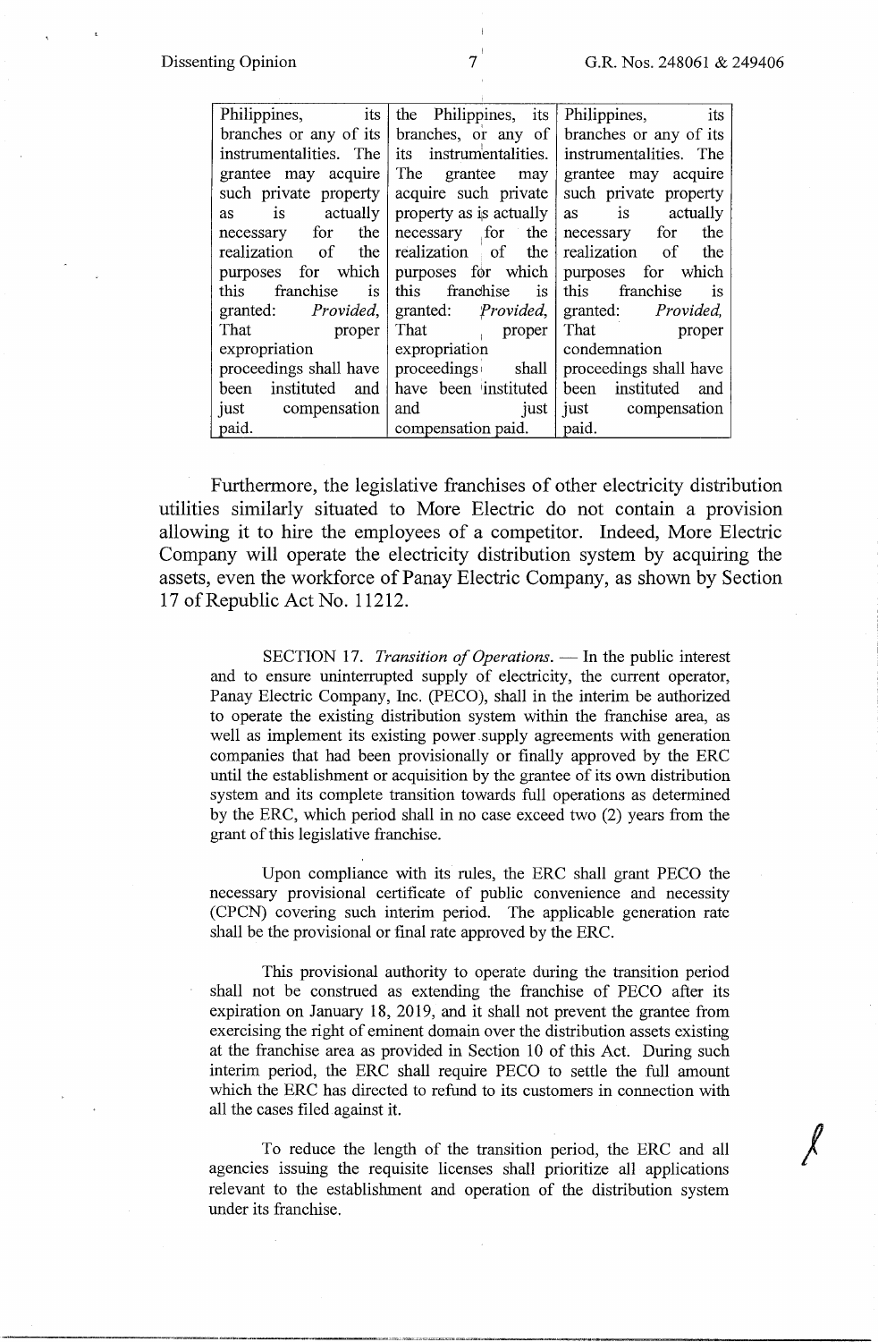| Philippines, its branches or any of its instrumentalities. The grantee may acquire such private property as is actually necessary for the realization of the purposes for which this franchise is granted: *Provided*, That proper expropriation proceedings shall have been instituted and just compensation paid. | the Philippines, its branches, or any of its instrumentalities. The grantee may acquire such private property as is actually necessary for the realization of the purposes for which this franchise is granted: *Provided*, That proper expropriation proceedings shall have been instituted and just compensation paid. | Philippines, its branches or any of its instrumentalities. The grantee may acquire such private property as is actually necessary for the realization of the purposes for which this franchise is granted: *Provided*, That proper condemnation proceedings shall have been instituted and just compensation paid. |
|---|---|---|

Furthermore, the legislative franchises of other electricity distribution utilities similarly situated to More Electric do not contain a provision allowing it to hire the employees of a competitor. Indeed, More Electric Company will operate the electricity distribution system by acquiring the assets, even the workforce of Panay Electric Company, as shown by Section 17 of Republic Act No. 11212.

> SECTION 17. *Transition of Operations*. — In the public interest and to ensure uninterrupted supply of electricity, the current operator, Panay Electric Company, Inc. (PECO), shall in the interim be authorized to operate the existing distribution system within the franchise area, as well as implement its existing power supply agreements with generation companies that had been provisionally or finally approved by the ERC until the establishment or acquisition by the grantee of its own distribution system and its complete transition towards full operations as determined by the ERC, which period shall in no case exceed two (2) years from the grant of this legislative franchise.
>
> Upon compliance with its rules, the ERC shall grant PECO the necessary provisional certificate of public convenience and necessity (CPCN) covering such interim period. The applicable generation rate shall be the provisional or final rate approved by the ERC.
>
> This provisional authority to operate during the transition period shall not be construed as extending the franchise of PECO after its expiration on January 18, 2019, and it shall not prevent the grantee from exercising the right of eminent domain over the distribution assets existing at the franchise area as provided in Section 10 of this Act. During such interim period, the ERC shall require PECO to settle the full amount which the ERC has directed to refund to its customers in connection with all the cases filed against it.
>
> To reduce the length of the transition period, the ERC and all agencies issuing the requisite licenses shall prioritize all applications relevant to the establishment and operation of the distribution system under its franchise.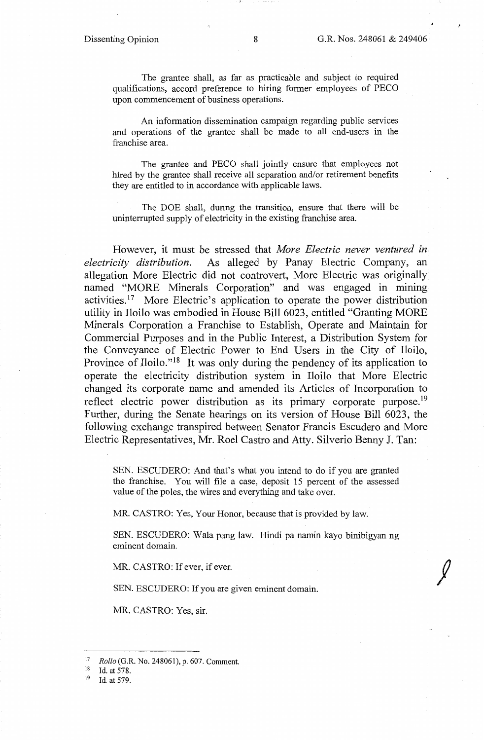The grantee shall, as far as practicable and subject to required qualifications, accord preference to hiring former employees of PECO upon commencement of business operations.

An information dissemination campaign regarding public services and operations of the grantee shall be made to all end-users in the franchise area.

The grantee and PECO shall jointly ensure that employees not hired by the grantee shall receive all separation and/or retirement benefits they are entitled to in accordance with applicable laws.

The DOE shall, during the transition, ensure that there will be uninterrupted supply of electricity in the existing franchise area.

However, it must be stressed that *More Electric never ventured in electricity distribution.* As alleged by Panay Electric Company, an allegation More Electric did not controvert, More Electric was originally named "MORE Minerals Corporation" and was engaged in mining activities.[17] More Electric's application to operate the power distribution utility in Iloilo was embodied in House Bill 6023, entitled "Granting MORE Minerals Corporation a Franchise to Establish, Operate and Maintain for Commercial Purposes and in the Public Interest, a Distribution System for the Conveyance of Electric Power to End Users in the City of Iloilo, Province of Iloilo."[18] It was only during the pendency of its application to operate the electricity distribution system in Iloilo that More Electric changed its corporate name and amended its Articles of Incorporation to reflect electric power distribution as its primary corporate purpose.[19] Further, during the Senate hearings on its version of House Bill 6023, the following exchange transpired between Senator Francis Escudero and More Electric Representatives, Mr. Roel Castro and Atty. Silverio Benny J. Tan:

SEN. ESCUDERO: And that's what you intend to do if you are granted the franchise. You will file a case, deposit 15 percent of the assessed value of the poles, the wires and everything and take over.

MR. CASTRO: Yes, Your Honor, because that is provided by law.

SEN. ESCUDERO: Wala pang law. Hindi pa namin kayo binibigyan ng eminent domain.

MR. CASTRO: If ever, if ever.

SEN. ESCUDERO: If you are given eminent domain.

MR. CASTRO: Yes, sir.

---

[17] *Rollo* (G.R. No. 248061), p. 607. Comment.

[18] Id. at 578.

[19] Id. at 579.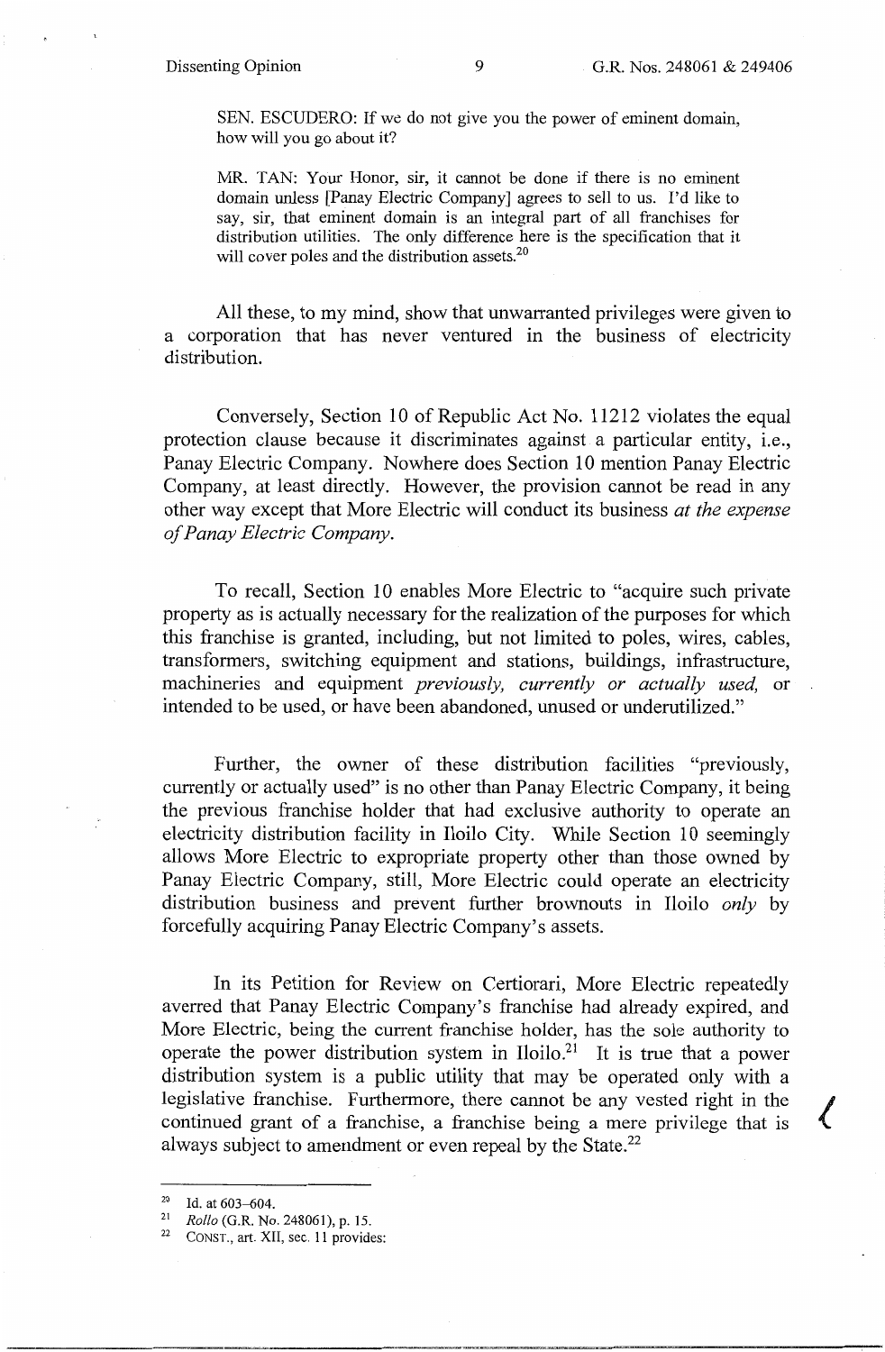SEN. ESCUDERO: If we do not give you the power of eminent domain, how will you go about it?

MR. TAN: Your Honor, sir, it cannot be done if there is no eminent domain unless [Panay Electric Company] agrees to sell to us. I'd like to say, sir, that eminent domain is an integral part of all franchises for distribution utilities. The only difference here is the specification that it will cover poles and the distribution assets.[20]

All these, to my mind, show that unwarranted privileges were given to a corporation that has never ventured in the business of electricity distribution.

Conversely, Section 10 of Republic Act No. 11212 violates the equal protection clause because it discriminates against a particular entity, i.e., Panay Electric Company. Nowhere does Section 10 mention Panay Electric Company, at least directly. However, the provision cannot be read in any other way except that More Electric will conduct its business *at the expense of Panay Electric Company.*

To recall, Section 10 enables More Electric to "acquire such private property as is actually necessary for the realization of the purposes for which this franchise is granted, including, but not limited to poles, wires, cables, transformers, switching equipment and stations, buildings, infrastructure, machineries and equipment *previously, currently or actually used,* or intended to be used, or have been abandoned, unused or underutilized."

Further, the owner of these distribution facilities "previously, currently or actually used" is no other than Panay Electric Company, it being the previous franchise holder that had exclusive authority to operate an electricity distribution facility in Iloilo City. While Section 10 seemingly allows More Electric to expropriate property other than those owned by Panay Electric Company, still, More Electric could operate an electricity distribution business and prevent further brownouts in Iloilo *only* by forcefully acquiring Panay Electric Company's assets.

In its Petition for Review on Certiorari, More Electric repeatedly averred that Panay Electric Company's franchise had already expired, and More Electric, being the current franchise holder, has the sole authority to operate the power distribution system in Iloilo.[21] It is true that a power distribution system is a public utility that may be operated only with a legislative franchise. Furthermore, there cannot be any vested right in the continued grant of a franchise, a franchise being a mere privilege that is always subject to amendment or even repeal by the State.[22]

---

[20] Id. at 603–604.

[21] *Rollo* (G.R. No. 248061), p. 15.

[22] CONST., art. XII, sec. 11 provides: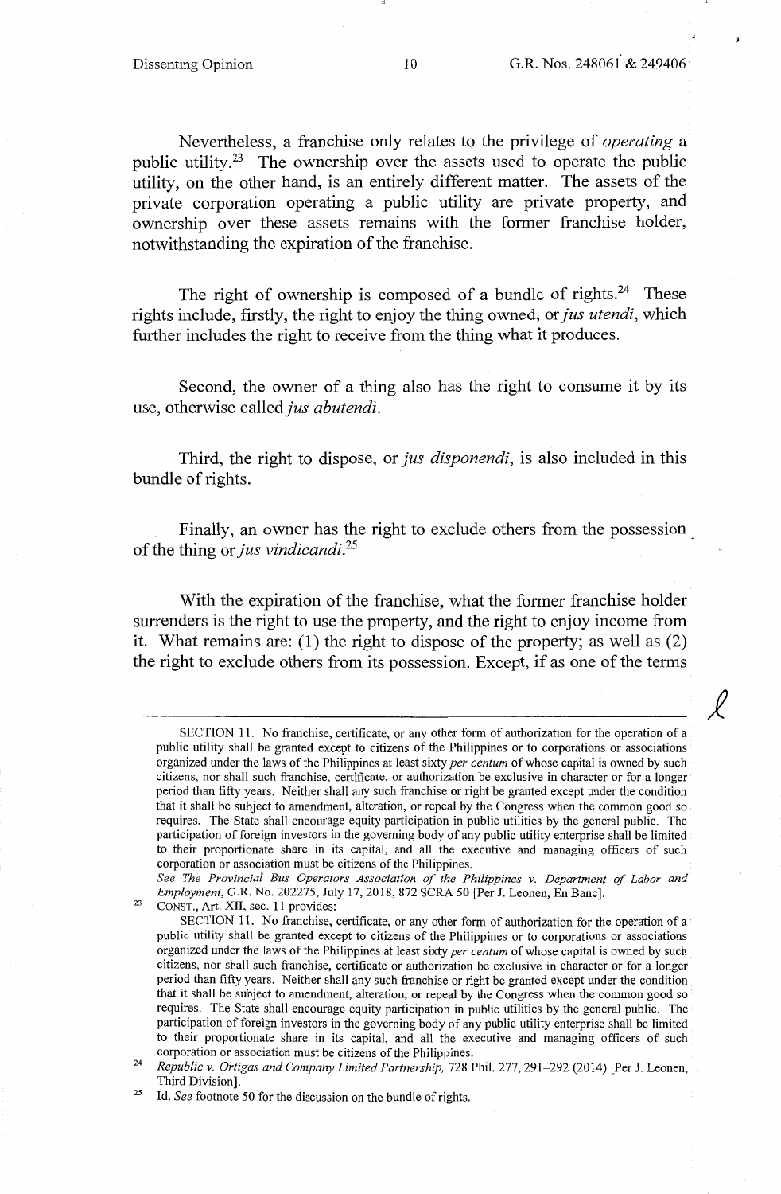Nevertheless, a franchise only relates to the privilege of *operating* a public utility.[23] The ownership over the assets used to operate the public utility, on the other hand, is an entirely different matter. The assets of the private corporation operating a public utility are private property, and ownership over these assets remains with the former franchise holder, notwithstanding the expiration of the franchise.

The right of ownership is composed of a bundle of rights.[24] These rights include, firstly, the right to enjoy the thing owned, or *jus utendi*, which further includes the right to receive from the thing what it produces.

Second, the owner of a thing also has the right to consume it by its use, otherwise called *jus abutendi*.

Third, the right to dispose, or *jus disponendi*, is also included in this bundle of rights.

Finally, an owner has the right to exclude others from the possession of the thing or *jus vindicandi*.[25]

With the expiration of the franchise, what the former franchise holder surrenders is the right to use the property, and the right to enjoy income from it. What remains are: (1) the right to dispose of the property; as well as (2) the right to exclude others from its possession. Except, if as one of the terms

---

SECTION 11. No franchise, certificate, or any other form of authorization for the operation of a public utility shall be granted except to citizens of the Philippines or to corporations or associations organized under the laws of the Philippines at least sixty *per centum* of whose capital is owned by such citizens, nor shall such franchise, certificate, or authorization be exclusive in character or for a longer period than fifty years. Neither shall any such franchise or right be granted except under the condition that it shall be subject to amendment, alteration, or repeal by the Congress when the common good so requires. The State shall encourage equity participation in public utilities by the general public. The participation of foreign investors in the governing body of any public utility enterprise shall be limited to their proportionate share in its capital, and all the executive and managing officers of such corporation or association must be citizens of the Philippines.

*See The Provincial Bus Operators Association of the Philippines v. Department of Labor and Employment*, G.R. No. 202275, July 17, 2018, 872 SCRA 50 [Per J. Leonen, En Banc].

[23] CONST., Art. XII, sec. 11 provides:

SECTION 11. No franchise, certificate, or any other form of authorization for the operation of a public utility shall be granted except to citizens of the Philippines or to corporations or associations organized under the laws of the Philippines at least sixty *per centum* of whose capital is owned by such citizens, nor shall such franchise, certificate or authorization be exclusive in character or for a longer period than fifty years. Neither shall any such franchise or right be granted except under the condition that it shall be subject to amendment, alteration, or repeal by the Congress when the common good so requires. The State shall encourage equity participation in public utilities by the general public. The participation of foreign investors in the governing body of any public utility enterprise shall be limited to their proportionate share in its capital, and all the executive and managing officers of such corporation or association must be citizens of the Philippines.

[24] *Republic v. Ortigas and Company Limited Partnership*, 728 Phil. 277, 291–292 (2014) [Per J. Leonen, Third Division].

[25] Id. *See* footnote 50 for the discussion on the bundle of rights.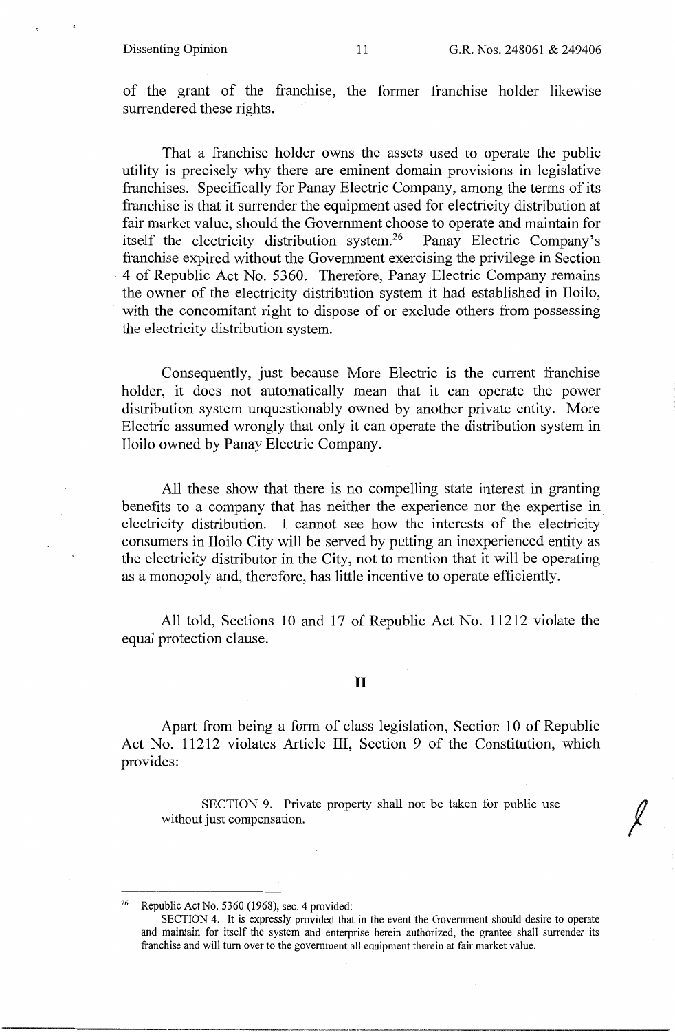of the grant of the franchise, the former franchise holder likewise surrendered these rights.

That a franchise holder owns the assets used to operate the public utility is precisely why there are eminent domain provisions in legislative franchises. Specifically for Panay Electric Company, among the terms of its franchise is that it surrender the equipment used for electricity distribution at fair market value, should the Government choose to operate and maintain for itself the electricity distribution system.[26] Panay Electric Company's franchise expired without the Government exercising the privilege in Section 4 of Republic Act No. 5360. Therefore, Panay Electric Company remains the owner of the electricity distribution system it had established in Iloilo, with the concomitant right to dispose of or exclude others from possessing the electricity distribution system.

Consequently, just because More Electric is the current franchise holder, it does not automatically mean that it can operate the power distribution system unquestionably owned by another private entity. More Electric assumed wrongly that only it can operate the distribution system in Iloilo owned by Panay Electric Company.

All these show that there is no compelling state interest in granting benefits to a company that has neither the experience nor the expertise in electricity distribution. I cannot see how the interests of the electricity consumers in Iloilo City will be served by putting an inexperienced entity as the electricity distributor in the City, not to mention that it will be operating as a monopoly and, therefore, has little incentive to operate efficiently.

All told, Sections 10 and 17 of Republic Act No. 11212 violate the equal protection clause.

## II

Apart from being a form of class legislation, Section 10 of Republic Act No. 11212 violates Article III, Section 9 of the Constitution, which provides:

> SECTION 9. Private property shall not be taken for public use without just compensation.

---

[26] Republic Act No. 5360 (1968), sec. 4 provided:

SECTION 4. It is expressly provided that in the event the Government should desire to operate and maintain for itself the system and enterprise herein authorized, the grantee shall surrender its franchise and will turn over to the government all equipment therein at fair market value.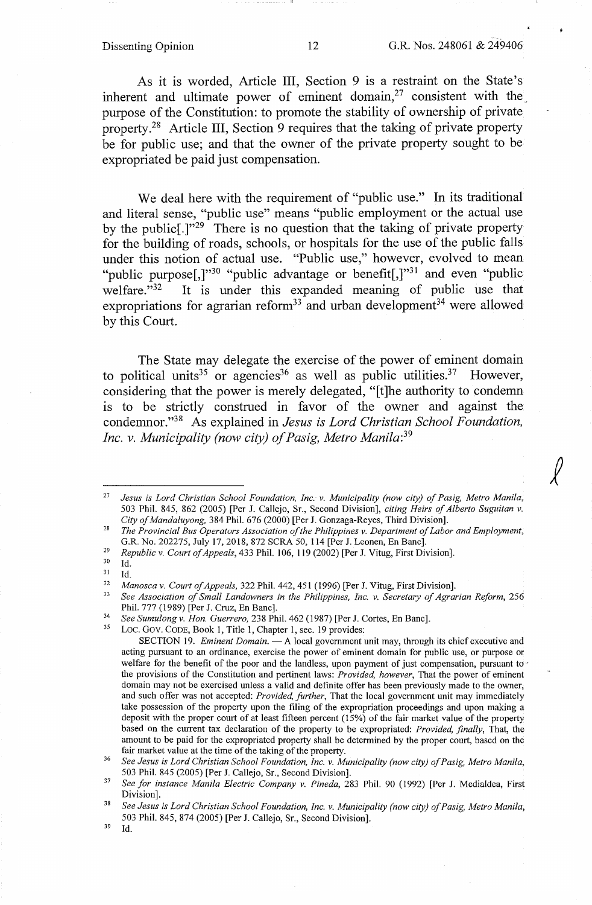As it is worded, Article III, Section 9 is a restraint on the State's inherent and ultimate power of eminent domain,[27] consistent with the purpose of the Constitution: to promote the stability of ownership of private property.[28] Article III, Section 9 requires that the taking of private property be for public use; and that the owner of the private property sought to be expropriated be paid just compensation.

We deal here with the requirement of "public use." In its traditional and literal sense, "public use" means "public employment or the actual use by the public[.]"[29] There is no question that the taking of private property for the building of roads, schools, or hospitals for the use of the public falls under this notion of actual use. "Public use," however, evolved to mean "public purpose[,]"[30] "public advantage or benefit[,]"[31] and even "public welfare."[32] It is under this expanded meaning of public use that expropriations for agrarian reform[33] and urban development[34] were allowed by this Court.

The State may delegate the exercise of the power of eminent domain to political units[35] or agencies[36] as well as public utilities.[37] However, considering that the power is merely delegated, "[t]he authority to condemn is to be strictly construed in favor of the owner and against the condemnor."[38] As explained in *Jesus is Lord Christian School Foundation, Inc. v. Municipality (now city) of Pasig, Metro Manila*:[39]

---

[27] *Jesus is Lord Christian School Foundation, Inc. v. Municipality (now city) of Pasig, Metro Manila*, 503 Phil. 845, 862 (2005) [Per J. Callejo, Sr., Second Division], *citing Heirs of Alberto Suguitan v. City of Mandaluyong*, 384 Phil. 676 (2000) [Per J. Gonzaga-Reyes, Third Division].

[28] *The Provincial Bus Operators Association of the Philippines v. Department of Labor and Employment*, G.R. No. 202275, July 17, 2018, 872 SCRA 50, 114 [Per J. Leonen, En Banc].

[29] *Republic v. Court of Appeals*, 433 Phil. 106, 119 (2002) [Per J. Vitug, First Division].

[30] Id.

[31] Id.

[32] *Manosca v. Court of Appeals*, 322 Phil. 442, 451 (1996) [Per J. Vitug, First Division].

[33] *See Association of Small Landowners in the Philippines, Inc. v. Secretary of Agrarian Reform*, 256 Phil. 777 (1989) [Per J. Cruz, En Banc].

[34] *See Sumulong v. Hon. Guerrero*, 238 Phil. 462 (1987) [Per J. Cortes, En Banc].

[35] LOC. GOV. CODE, Book 1, Title 1, Chapter 1, sec. 19 provides:

SECTION 19. *Eminent Domain.* — A local government unit may, through its chief executive and acting pursuant to an ordinance, exercise the power of eminent domain for public use, or purpose or welfare for the benefit of the poor and the landless, upon payment of just compensation, pursuant to the provisions of the Constitution and pertinent laws: *Provided, however*, That the power of eminent domain may not be exercised unless a valid and definite offer has been previously made to the owner, and such offer was not accepted: *Provided, further*, That the local government unit may immediately take possession of the property upon the filing of the expropriation proceedings and upon making a deposit with the proper court of at least fifteen percent (15%) of the fair market value of the property based on the current tax declaration of the property to be expropriated: *Provided, finally*, That, the amount to be paid for the expropriated property shall be determined by the proper court, based on the fair market value at the time of the taking of the property.

[36] *See Jesus is Lord Christian School Foundation, Inc. v. Municipality (now city) of Pasig, Metro Manila*, 503 Phil. 845 (2005) [Per J. Callejo, Sr., Second Division].

[37] *See for instance Manila Electric Company v. Pineda*, 283 Phil. 90 (1992) [Per J. Medialdea, First Division].

[38] *See Jesus is Lord Christian School Foundation, Inc. v. Municipality (now city) of Pasig, Metro Manila*, 503 Phil. 845, 874 (2005) [Per J. Callejo, Sr., Second Division].

[39] Id.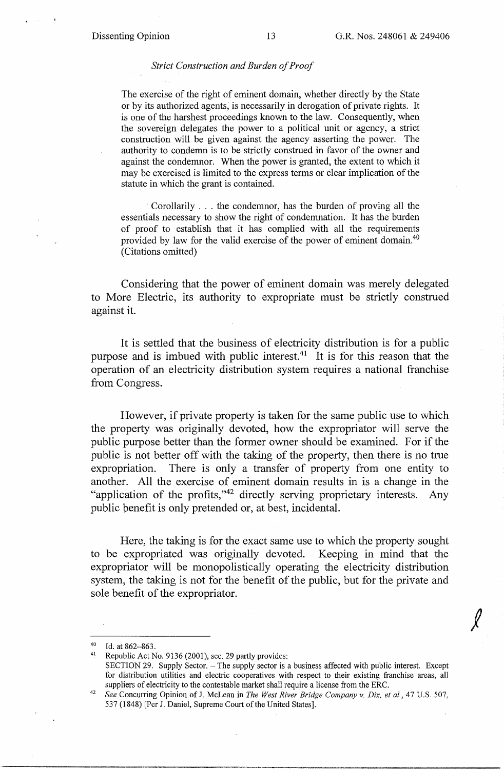*Strict Construction and Burden of Proof*

> The exercise of the right of eminent domain, whether directly by the State or by its authorized agents, is necessarily in derogation of private rights. It is one of the harshest proceedings known to the law. Consequently, when the sovereign delegates the power to a political unit or agency, a strict construction will be given against the agency asserting the power. The authority to condemn is to be strictly construed in favor of the owner and against the condemnor. When the power is granted, the extent to which it may be exercised is limited to the express terms or clear implication of the statute in which the grant is contained.
>
> Corollarily . . . the condemnor, has the burden of proving all the essentials necessary to show the right of condemnation. It has the burden of proof to establish that it has complied with all the requirements provided by law for the valid exercise of the power of eminent domain.[40] (Citations omitted)

Considering that the power of eminent domain was merely delegated to More Electric, its authority to expropriate must be strictly construed against it.

It is settled that the business of electricity distribution is for a public purpose and is imbued with public interest.[41] It is for this reason that the operation of an electricity distribution system requires a national franchise from Congress.

However, if private property is taken for the same public use to which the property was originally devoted, how the expropriator will serve the public purpose better than the former owner should be examined. For if the public is not better off with the taking of the property, then there is no true expropriation. There is only a transfer of property from one entity to another. All the exercise of eminent domain results in is a change in the "application of the profits,"[42] directly serving proprietary interests. Any public benefit is only pretended or, at best, incidental.

Here, the taking is for the exact same use to which the property sought to be expropriated was originally devoted. Keeping in mind that the expropriator will be monopolistically operating the electricity distribution system, the taking is not for the benefit of the public, but for the private and sole benefit of the expropriator.

---

[40] Id. at 862–863.

[41] Republic Act No. 9136 (2001), sec. 29 partly provides:
SECTION 29. Supply Sector. – The supply sector is a business affected with public interest. Except for distribution utilities and electric cooperatives with respect to their existing franchise areas, all suppliers of electricity to the contestable market shall require a license from the ERC.

[42] *See* Concurring Opinion of J. McLean in *The West River Bridge Company v. Dix, et al.*, 47 U.S. 507, 537 (1848) [Per J. Daniel, Supreme Court of the United States].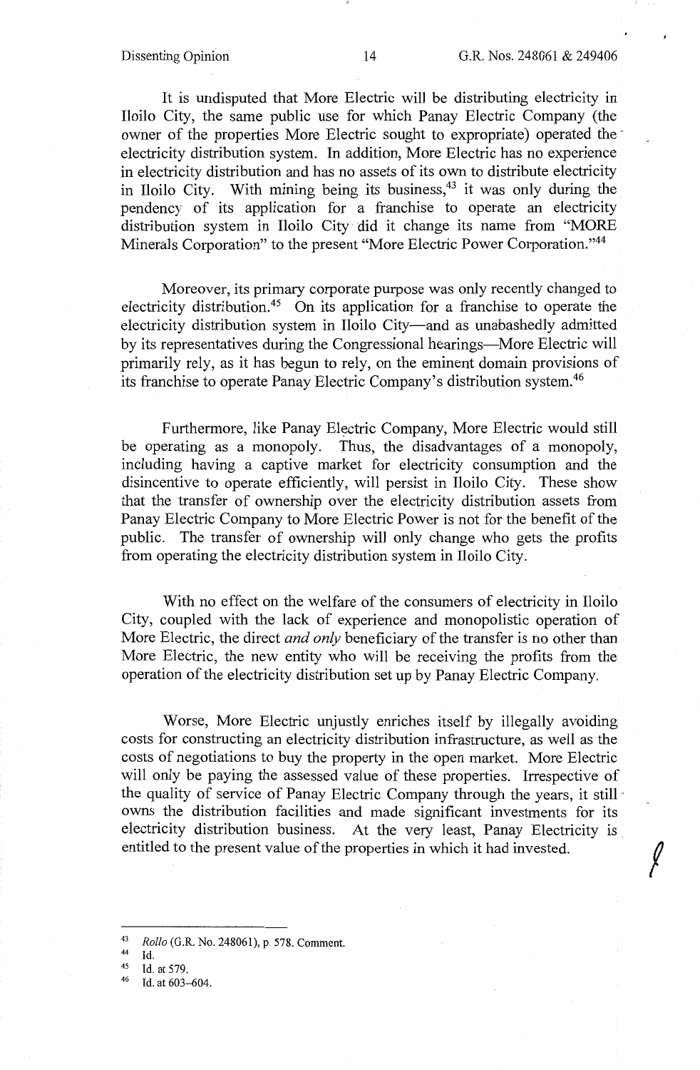It is undisputed that More Electric will be distributing electricity in Iloilo City, the same public use for which Panay Electric Company (the owner of the properties More Electric sought to expropriate) operated the electricity distribution system. In addition, More Electric has no experience in electricity distribution and has no assets of its own to distribute electricity in Iloilo City. With mining being its business,[43] it was only during the pendency of its application for a franchise to operate an electricity distribution system in Iloilo City did it change its name from "MORE Minerals Corporation" to the present "More Electric Power Corporation."[44]

Moreover, its primary corporate purpose was only recently changed to electricity distribution.[45] On its application for a franchise to operate the electricity distribution system in Iloilo City—and as unabashedly admitted by its representatives during the Congressional hearings—More Electric will primarily rely, as it has begun to rely, on the eminent domain provisions of its franchise to operate Panay Electric Company's distribution system.[46]

Furthermore, like Panay Electric Company, More Electric would still be operating as a monopoly. Thus, the disadvantages of a monopoly, including having a captive market for electricity consumption and the disincentive to operate efficiently, will persist in Iloilo City. These show that the transfer of ownership over the electricity distribution assets from Panay Electric Company to More Electric Power is not for the benefit of the public. The transfer of ownership will only change who gets the profits from operating the electricity distribution system in Iloilo City.

With no effect on the welfare of the consumers of electricity in Iloilo City, coupled with the lack of experience and monopolistic operation of More Electric, the direct *and only* beneficiary of the transfer is no other than More Electric, the new entity who will be receiving the profits from the operation of the electricity distribution set up by Panay Electric Company.

Worse, More Electric unjustly enriches itself by illegally avoiding costs for constructing an electricity distribution infrastructure, as well as the costs of negotiations to buy the property in the open market. More Electric will only be paying the assessed value of these properties. Irrespective of the quality of service of Panay Electric Company through the years, it still owns the distribution facilities and made significant investments for its electricity distribution business. At the very least, Panay Electricity is entitled to the present value of the properties in which it had invested.

---

[43] *Rollo* (G.R. No. 248061), p. 578. Comment.

[44] Id.

[45] Id. at 579.

[46] Id. at 603–604.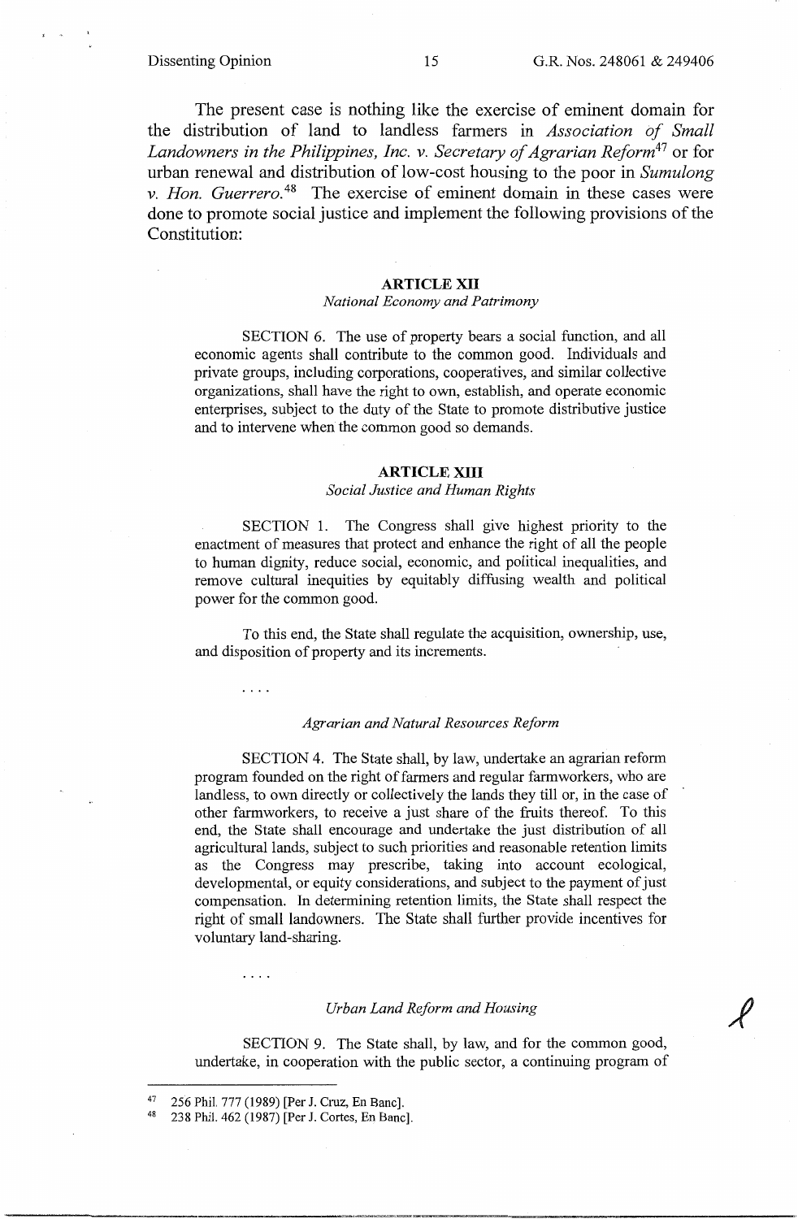The present case is nothing like the exercise of eminent domain for the distribution of land to landless farmers in *Association of Small Landowners in the Philippines, Inc. v. Secretary of Agrarian Reform*[47] or for urban renewal and distribution of low-cost housing to the poor in *Sumulong v. Hon. Guerrero.*[48] The exercise of eminent domain in these cases were done to promote social justice and implement the following provisions of the Constitution:

> **ARTICLE XII**
>
> *National Economy and Patrimony*
>
> SECTION 6. The use of property bears a social function, and all economic agents shall contribute to the common good. Individuals and private groups, including corporations, cooperatives, and similar collective organizations, shall have the right to own, establish, and operate economic enterprises, subject to the duty of the State to promote distributive justice and to intervene when the common good so demands.
>
> **ARTICLE XIII**
>
> *Social Justice and Human Rights*
>
> SECTION 1. The Congress shall give highest priority to the enactment of measures that protect and enhance the right of all the people to human dignity, reduce social, economic, and political inequalities, and remove cultural inequities by equitably diffusing wealth and political power for the common good.
>
> To this end, the State shall regulate the acquisition, ownership, use, and disposition of property and its increments.
>
> . . . .
>
> *Agrarian and Natural Resources Reform*
>
> SECTION 4. The State shall, by law, undertake an agrarian reform program founded on the right of farmers and regular farmworkers, who are landless, to own directly or collectively the lands they till or, in the case of other farmworkers, to receive a just share of the fruits thereof. To this end, the State shall encourage and undertake the just distribution of all agricultural lands, subject to such priorities and reasonable retention limits as the Congress may prescribe, taking into account ecological, developmental, or equity considerations, and subject to the payment of just compensation. In determining retention limits, the State shall respect the right of small landowners. The State shall further provide incentives for voluntary land-sharing.
>
> . . . .
>
> *Urban Land Reform and Housing*
>
> SECTION 9. The State shall, by law, and for the common good, undertake, in cooperation with the public sector, a continuing program of

---

[47] 256 Phil. 777 (1989) [Per J. Cruz, En Banc].

[48] 238 Phil. 462 (1987) [Per J. Cortes, En Banc].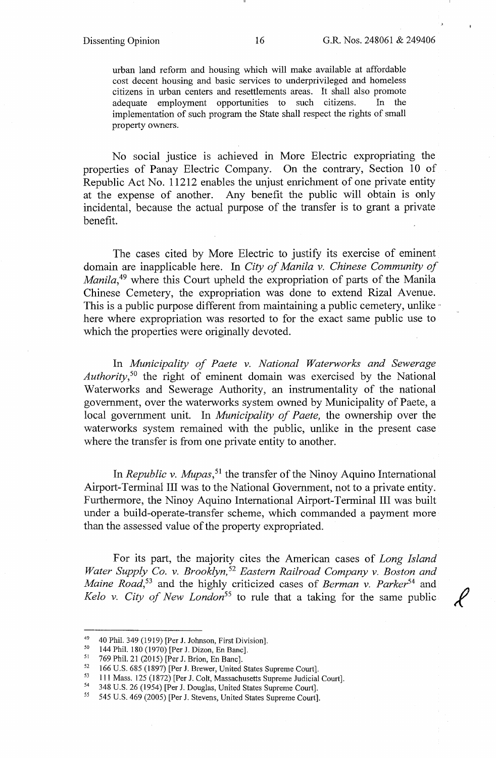> urban land reform and housing which will make available at affordable cost decent housing and basic services to underprivileged and homeless citizens in urban centers and resettlements areas. It shall also promote adequate employment opportunities to such citizens. In the implementation of such program the State shall respect the rights of small property owners.

No social justice is achieved in More Electric expropriating the properties of Panay Electric Company. On the contrary, Section 10 of Republic Act No. 11212 enables the unjust enrichment of one private entity at the expense of another. Any benefit the public will obtain is only incidental, because the actual purpose of the transfer is to grant a private benefit.

The cases cited by More Electric to justify its exercise of eminent domain are inapplicable here. In *City of Manila v. Chinese Community of Manila*,[49] where this Court upheld the expropriation of parts of the Manila Chinese Cemetery, the expropriation was done to extend Rizal Avenue. This is a public purpose different from maintaining a public cemetery, unlike here where expropriation was resorted to for the exact same public use to which the properties were originally devoted.

In *Municipality of Paete v. National Waterworks and Sewerage Authority*,[50] the right of eminent domain was exercised by the National Waterworks and Sewerage Authority, an instrumentality of the national government, over the waterworks system owned by Municipality of Paete, a local government unit. In *Municipality of Paete,* the ownership over the waterworks system remained with the public, unlike in the present case where the transfer is from one private entity to another.

In *Republic v. Mupas*,[51] the transfer of the Ninoy Aquino International Airport-Terminal III was to the National Government, not to a private entity. Furthermore, the Ninoy Aquino International Airport-Terminal III was built under a build-operate-transfer scheme, which commanded a payment more than the assessed value of the property expropriated.

For its part, the majority cites the American cases of *Long Island Water Supply Co. v. Brooklyn*,[52] *Eastern Railroad Company v. Boston and Maine Road*,[53] and the highly criticized cases of *Berman v. Parker*[54] and *Kelo v. City of New London*[55] to rule that a taking for the same public

---

[49] 40 Phil. 349 (1919) [Per J. Johnson, First Division].

[50] 144 Phil. 180 (1970) [Per J. Dizon, En Banc].

[51] 769 Phil. 21 (2015) [Per J. Brion, En Banc].

[52] 166 U.S. 685 (1897) [Per J. Brewer, United States Supreme Court].

[53] 111 Mass. 125 (1872) [Per J. Colt, Massachusetts Supreme Judicial Court].

[54] 348 U.S. 26 (1954) [Per J. Douglas, United States Supreme Court].

[55] 545 U.S. 469 (2005) [Per J. Stevens, United States Supreme Court].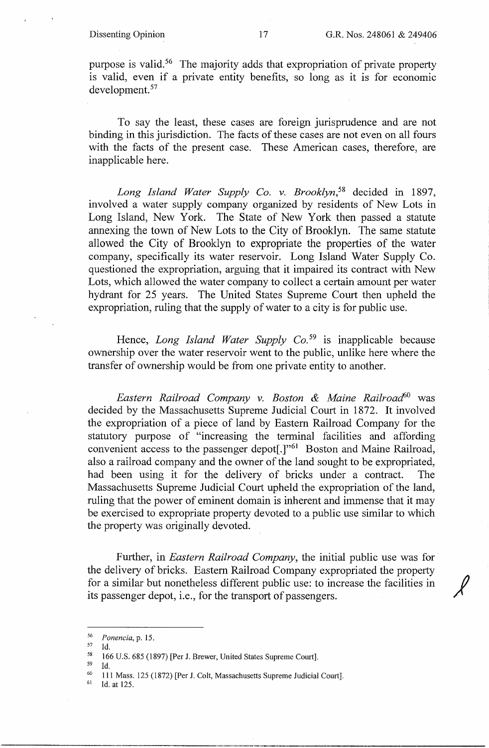purpose is valid.[56] The majority adds that expropriation of private property is valid, even if a private entity benefits, so long as it is for economic development.[57]

To say the least, these cases are foreign jurisprudence and are not binding in this jurisdiction. The facts of these cases are not even on all fours with the facts of the present case. These American cases, therefore, are inapplicable here.

*Long Island Water Supply Co. v. Brooklyn*,[58] decided in 1897, involved a water supply company organized by residents of New Lots in Long Island, New York. The State of New York then passed a statute annexing the town of New Lots to the City of Brooklyn. The same statute allowed the City of Brooklyn to expropriate the properties of the water company, specifically its water reservoir. Long Island Water Supply Co. questioned the expropriation, arguing that it impaired its contract with New Lots, which allowed the water company to collect a certain amount per water hydrant for 25 years. The United States Supreme Court then upheld the expropriation, ruling that the supply of water to a city is for public use.

Hence, *Long Island Water Supply Co.*[59] is inapplicable because ownership over the water reservoir went to the public, unlike here where the transfer of ownership would be from one private entity to another.

*Eastern Railroad Company v. Boston & Maine Railroad*[60] was decided by the Massachusetts Supreme Judicial Court in 1872. It involved the expropriation of a piece of land by Eastern Railroad Company for the statutory purpose of "increasing the terminal facilities and affording convenient access to the passenger depot[.]"[61] Boston and Maine Railroad, also a railroad company and the owner of the land sought to be expropriated, had been using it for the delivery of bricks under a contract. The Massachusetts Supreme Judicial Court upheld the expropriation of the land, ruling that the power of eminent domain is inherent and immense that it may be exercised to expropriate property devoted to a public use similar to which the property was originally devoted.

Further, in *Eastern Railroad Company*, the initial public use was for the delivery of bricks. Eastern Railroad Company expropriated the property for a similar but nonetheless different public use: to increase the facilities in its passenger depot, i.e., for the transport of passengers.

---

[56] *Ponencia*, p. 15.

[57] Id.

[58] 166 U.S. 685 (1897) [Per J. Brewer, United States Supreme Court].

[59] Id.

[60] 111 Mass. 125 (1872) [Per J. Colt, Massachusetts Supreme Judicial Court].

[61] Id. at 125.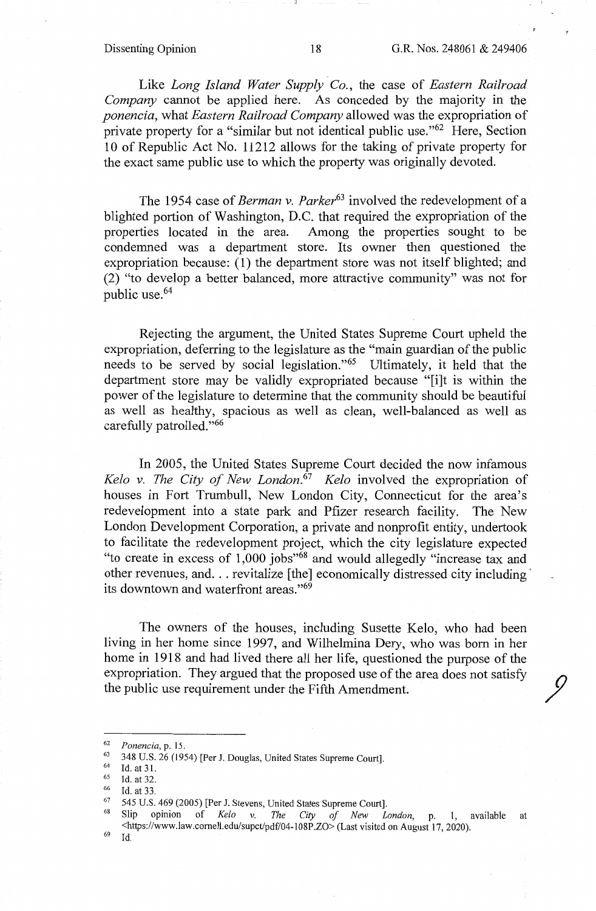Like *Long Island Water Supply Co.*, the case of *Eastern Railroad Company* cannot be applied here. As conceded by the majority in the *ponencia*, what *Eastern Railroad Company* allowed was the expropriation of private property for a "similar but not identical public use."[62] Here, Section 10 of Republic Act No. 11212 allows for the taking of private property for the exact same public use to which the property was originally devoted.

The 1954 case of *Berman v. Parker*[63] involved the redevelopment of a blighted portion of Washington, D.C. that required the expropriation of the properties located in the area. Among the properties sought to be condemned was a department store. Its owner then questioned the expropriation because: (1) the department store was not itself blighted; and (2) "to develop a better balanced, more attractive community" was not for public use.[64]

Rejecting the argument, the United States Supreme Court upheld the expropriation, deferring to the legislature as the "main guardian of the public needs to be served by social legislation."[65] Ultimately, it held that the department store may be validly expropriated because "[i]t is within the power of the legislature to determine that the community should be beautiful as well as healthy, spacious as well as clean, well-balanced as well as carefully patrolled."[66]

In 2005, the United States Supreme Court decided the now infamous *Kelo v. The City of New London*.[67] *Kelo* involved the expropriation of houses in Fort Trumbull, New London City, Connecticut for the area's redevelopment into a state park and Pfizer research facility. The New London Development Corporation, a private and nonprofit entity, undertook to facilitate the redevelopment project, which the city legislature expected "to create in excess of 1,000 jobs"[68] and would allegedly "increase tax and other revenues, and. . . revitalize [the] economically distressed city including its downtown and waterfront areas."[69]

The owners of the houses, including Susette Kelo, who had been living in her home since 1997, and Wilhelmina Dery, who was born in her home in 1918 and had lived there all her life, questioned the purpose of the expropriation. They argued that the proposed use of the area does not satisfy the public use requirement under the Fifth Amendment.

---

62 *Ponencia*, p. 15.

63 348 U.S. 26 (1954) [Per J. Douglas, United States Supreme Court].

64 Id. at 31.

65 Id. at 32.

66 Id. at 33.

67 545 U.S. 469 (2005) [Per J. Stevens, United States Supreme Court].

68 Slip opinion of *Kelo v. The City of New London*, p. 1, available at <https://www.law.cornell.edu/supct/pdf/04-108P.ZO> (Last visited on August 17, 2020).

69 Id.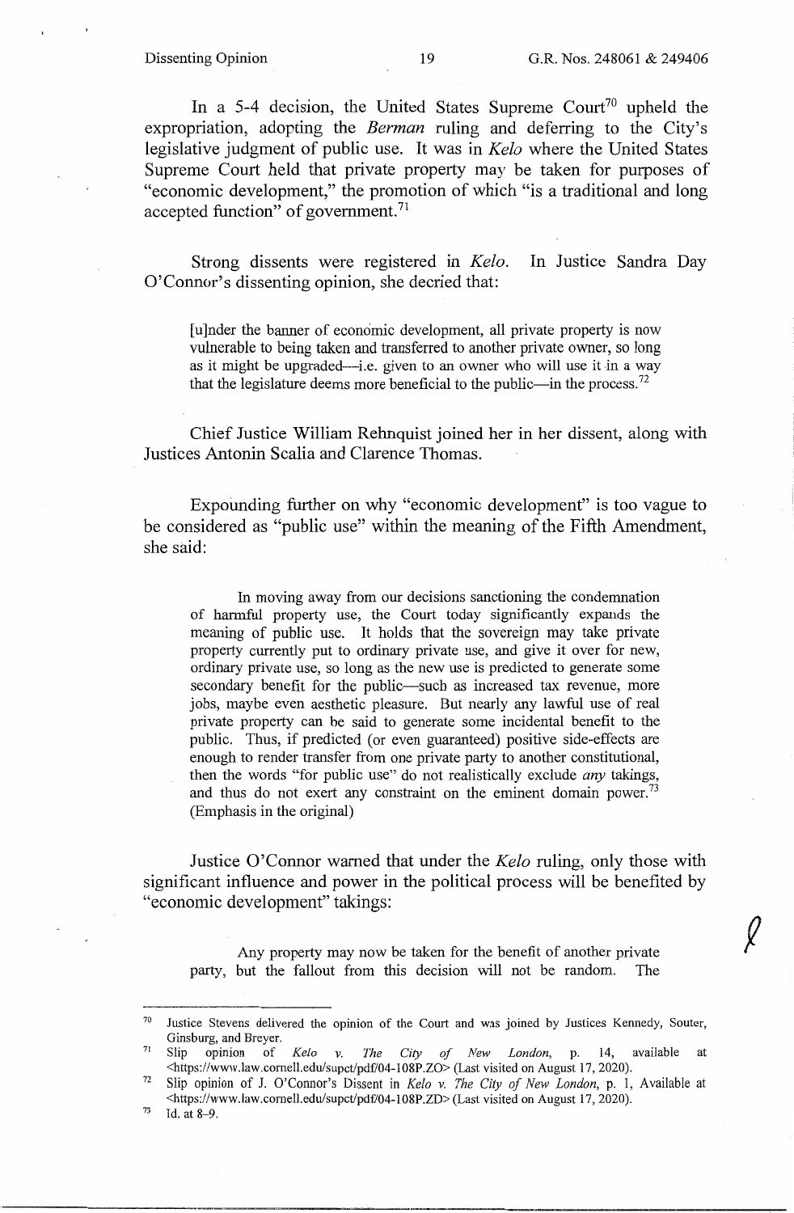In a 5-4 decision, the United States Supreme Court[70] upheld the expropriation, adopting the *Berman* ruling and deferring to the City's legislative judgment of public use. It was in *Kelo* where the United States Supreme Court held that private property may be taken for purposes of "economic development," the promotion of which "is a traditional and long accepted function" of government.[71]

Strong dissents were registered in *Kelo*. In Justice Sandra Day O'Connor's dissenting opinion, she decried that:

> [u]nder the banner of economic development, all private property is now vulnerable to being taken and transferred to another private owner, so long as it might be upgraded—i.e. given to an owner who will use it in a way that the legislature deems more beneficial to the public—in the process.[72]

Chief Justice William Rehnquist joined her in her dissent, along with Justices Antonin Scalia and Clarence Thomas.

Expounding further on why "economic development" is too vague to be considered as "public use" within the meaning of the Fifth Amendment, she said:

> In moving away from our decisions sanctioning the condemnation of harmful property use, the Court today significantly expands the meaning of public use. It holds that the sovereign may take private property currently put to ordinary private use, and give it over for new, ordinary private use, so long as the new use is predicted to generate some secondary benefit for the public—such as increased tax revenue, more jobs, maybe even aesthetic pleasure. But nearly any lawful use of real private property can be said to generate some incidental benefit to the public. Thus, if predicted (or even guaranteed) positive side-effects are enough to render transfer from one private party to another constitutional, then the words "for public use" do not realistically exclude *any* takings, and thus do not exert any constraint on the eminent domain power.[73] (Emphasis in the original)

Justice O'Connor warned that under the *Kelo* ruling, only those with significant influence and power in the political process will be benefited by "economic development" takings:

> Any property may now be taken for the benefit of another private party, but the fallout from this decision will not be random. The

---

[70] Justice Stevens delivered the opinion of the Court and was joined by Justices Kennedy, Souter, Ginsburg, and Breyer.

[71] Slip opinion of *Kelo v. The City of New London*, p. 14, available at <https://www.law.cornell.edu/supct/pdf/04-108P.ZO> (Last visited on August 17, 2020).

[72] Slip opinion of J. O'Connor's Dissent in *Kelo v. The City of New London*, p. 1, Available at <https://www.law.cornell.edu/supct/pdf/04-108P.ZD> (Last visited on August 17, 2020).

[73] Id. at 8-9.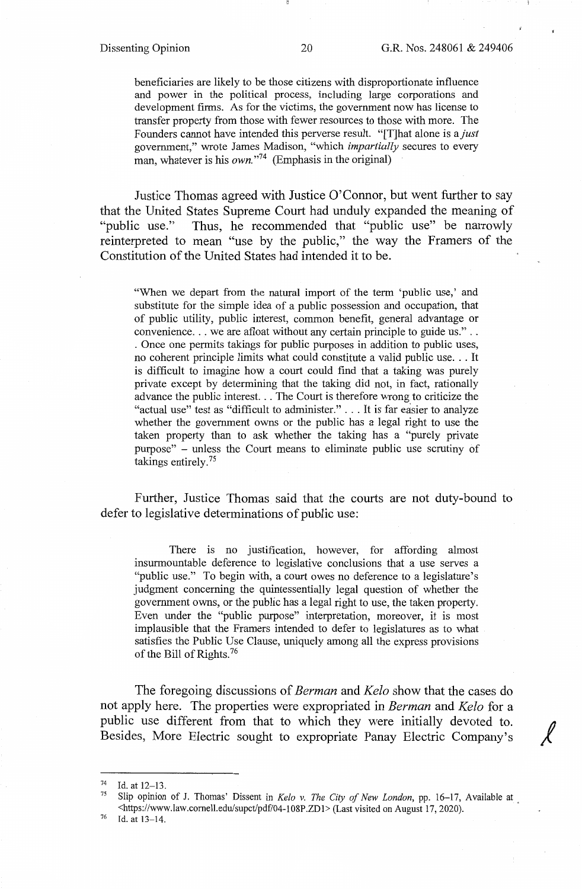beneficiaries are likely to be those citizens with disproportionate influence and power in the political process, including large corporations and development firms. As for the victims, the government now has license to transfer property from those with fewer resources to those with more. The Founders cannot have intended this perverse result. "[T]hat alone is a *just* government," wrote James Madison, "which *impartially* secures to every man, whatever is his *own.*"[74] (Emphasis in the original)

Justice Thomas agreed with Justice O'Connor, but went further to say that the United States Supreme Court had unduly expanded the meaning of "public use." Thus, he recommended that "public use" be narrowly reinterpreted to mean "use by the public," the way the Framers of the Constitution of the United States had intended it to be.

> "When we depart from the natural import of the term 'public use,' and substitute for the simple idea of a public possession and occupation, that of public utility, public interest, common benefit, general advantage or convenience. . . we are afloat without any certain principle to guide us." . . . Once one permits takings for public purposes in addition to public uses, no coherent principle limits what could constitute a valid public use. . . It is difficult to imagine how a court could find that a taking was purely private except by determining that the taking did not, in fact, rationally advance the public interest. . . The Court is therefore wrong to criticize the "actual use" test as "difficult to administer." . . . It is far easier to analyze whether the government owns or the public has a legal right to use the taken property than to ask whether the taking has a "purely private purpose" – unless the Court means to eliminate public use scrutiny of takings entirely.[75]

Further, Justice Thomas said that the courts are not duty-bound to defer to legislative determinations of public use:

> There is no justification, however, for affording almost insurmountable deference to legislative conclusions that a use serves a "public use." To begin with, a court owes no deference to a legislature's judgment concerning the quintessentially legal question of whether the government owns, or the public has a legal right to use, the taken property. Even under the "public purpose" interpretation, moreover, it is most implausible that the Framers intended to defer to legislatures as to what satisfies the Public Use Clause, uniquely among all the express provisions of the Bill of Rights.[76]

The foregoing discussions of *Berman* and *Kelo* show that the cases do not apply here. The properties were expropriated in *Berman* and *Kelo* for a public use different from that to which they were initially devoted to. Besides, More Electric sought to expropriate Panay Electric Company's

---

[74] Id. at 12–13.

[75] Slip opinion of J. Thomas' Dissent in *Kelo v. The City of New London*, pp. 16–17, Available at <https://www.law.cornell.edu/supct/pdf/04-108P.ZD1> (Last visited on August 17, 2020).

[76] Id. at 13–14.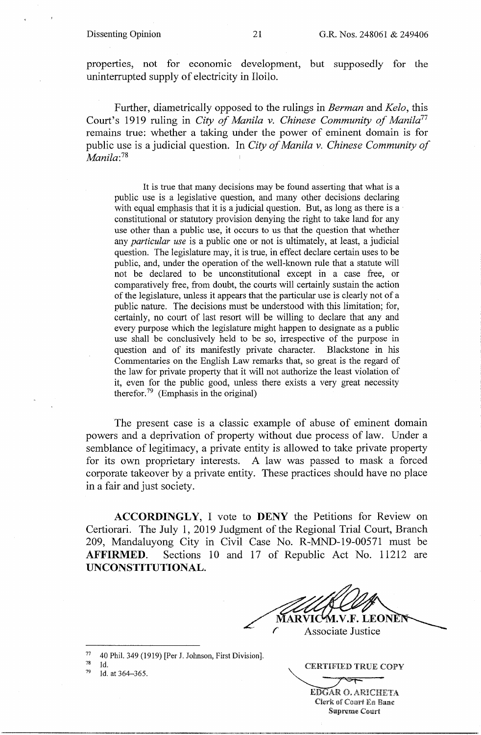properties, not for economic development, but supposedly for the uninterrupted supply of electricity in Iloilo.

Further, diametrically opposed to the rulings in *Berman* and *Kelo*, this Court's 1919 ruling in *City of Manila v. Chinese Community of Manila*[77] remains true: whether a taking under the power of eminent domain is for public use is a judicial question. In *City of Manila v. Chinese Community of Manila*:[78]

> It is true that many decisions may be found asserting that what is a public use is a legislative question, and many other decisions declaring with equal emphasis that it is a judicial question. But, as long as there is a constitutional or statutory provision denying the right to take land for any use other than a public use, it occurs to us that the question that whether any *particular use* is a public one or not is ultimately, at least, a judicial question. The legislature may, it is true, in effect declare certain uses to be public, and, under the operation of the well-known rule that a statute will not be declared to be unconstitutional except in a case free, or comparatively free, from doubt, the courts will certainly sustain the action of the legislature, unless it appears that the particular use is clearly not of a public nature. The decisions must be understood with this limitation; for, certainly, no court of last resort will be willing to declare that any and every purpose which the legislature might happen to designate as a public use shall be conclusively held to be so, irrespective of the purpose in question and of its manifestly private character. Blackstone in his Commentaries on the English Law remarks that, so great is the regard of the law for private property that it will not authorize the least violation of it, even for the public good, unless there exists a very great necessity therefor.[79] (Emphasis in the original)

The present case is a classic example of abuse of eminent domain powers and a deprivation of property without due process of law. Under a semblance of legitimacy, a private entity is allowed to take private property for its own proprietary interests. A law was passed to mask a forced corporate takeover by a private entity. These practices should have no place in a fair and just society.

**ACCORDINGLY**, I vote to **DENY** the Petitions for Review on Certiorari. The July 1, 2019 Judgment of the Regional Trial Court, Branch 209, Mandaluyong City in Civil Case No. R-MND-19-00571 must be **AFFIRMED**. Sections 10 and 17 of Republic Act No. 11212 are **UNCONSTITUTIONAL**.

**MARVIC M.V.F. LEONEN**
Associate Justice

---

[77] 40 Phil. 349 (1919) [Per J. Johnson, First Division].
[78] Id.
[79] Id. at 364–365.

CERTIFIED TRUE COPY

EDGAR O. ARICHETA
Clerk of Court En Banc
Supreme Court